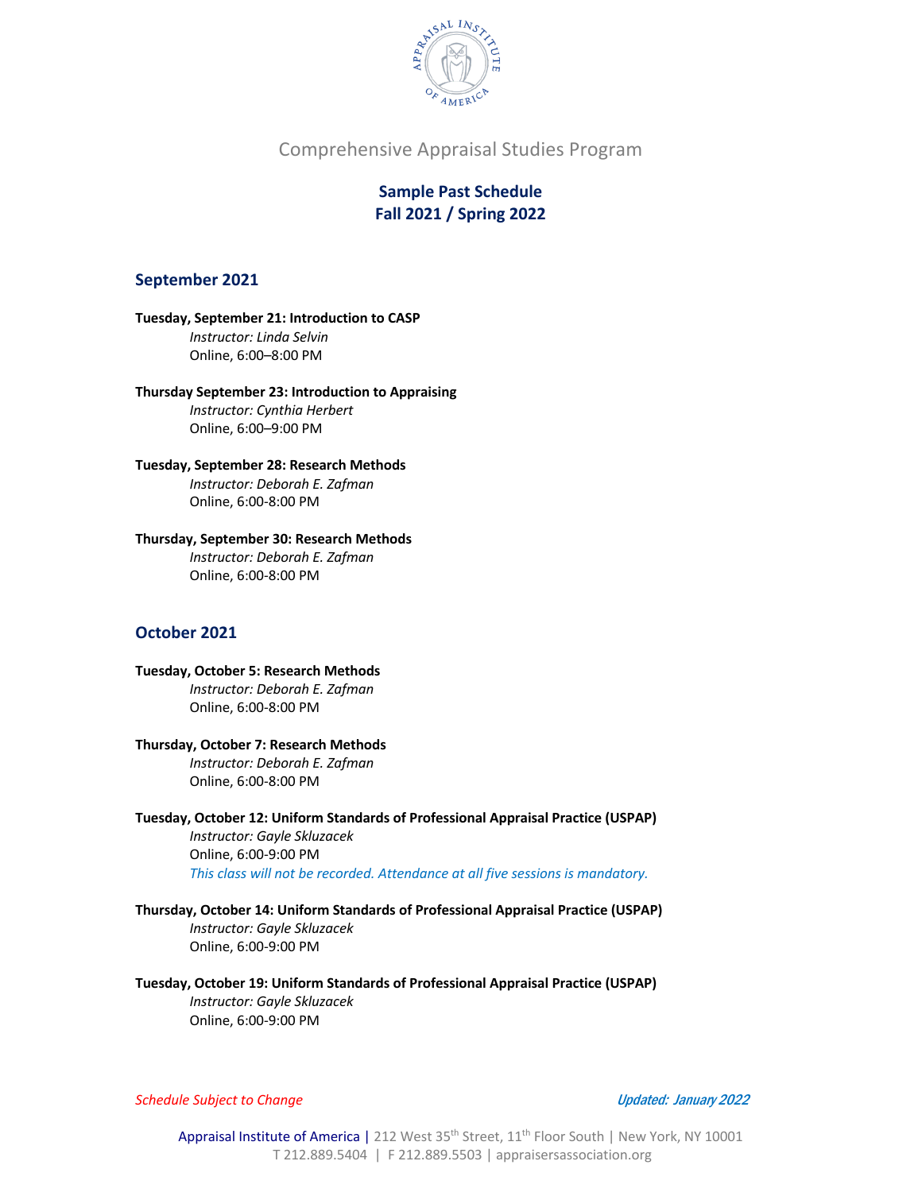Comprehensive Appraisal Studies Program

## Sample Past Schedule
## Fall 2021 / Spring 2022

### September 2021

**Tuesday, September 21: Introduction to CASP**
*Instructor: Linda Selvin*
Online, 6:00–8:00 PM

**Thursday September 23: Introduction to Appraising**
*Instructor: Cynthia Herbert*
Online, 6:00–9:00 PM

**Tuesday, September 28: Research Methods**
*Instructor: Deborah E. Zafman*
Online, 6:00-8:00 PM

**Thursday, September 30: Research Methods**
*Instructor: Deborah E. Zafman*
Online, 6:00-8:00 PM

### October 2021

**Tuesday, October 5: Research Methods**
*Instructor: Deborah E. Zafman*
Online, 6:00-8:00 PM

**Thursday, October 7: Research Methods**
*Instructor: Deborah E. Zafman*
Online, 6:00-8:00 PM

**Tuesday, October 12: Uniform Standards of Professional Appraisal Practice (USPAP)**
*Instructor: Gayle Skluzacek*
Online, 6:00-9:00 PM
*This class will not be recorded. Attendance at all five sessions is mandatory.*

**Thursday, October 14: Uniform Standards of Professional Appraisal Practice (USPAP)**
*Instructor: Gayle Skluzacek*
Online, 6:00-9:00 PM

**Tuesday, October 19: Uniform Standards of Professional Appraisal Practice (USPAP)**
*Instructor: Gayle Skluzacek*
Online, 6:00-9:00 PM

*Schedule Subject to Change*

*Updated: January 2022*

Appraisal Institute of America | 212 West 35th Street, 11th Floor South | New York, NY 10001
T 212.889.5404 | F 212.889.5503 | appraisersassociation.org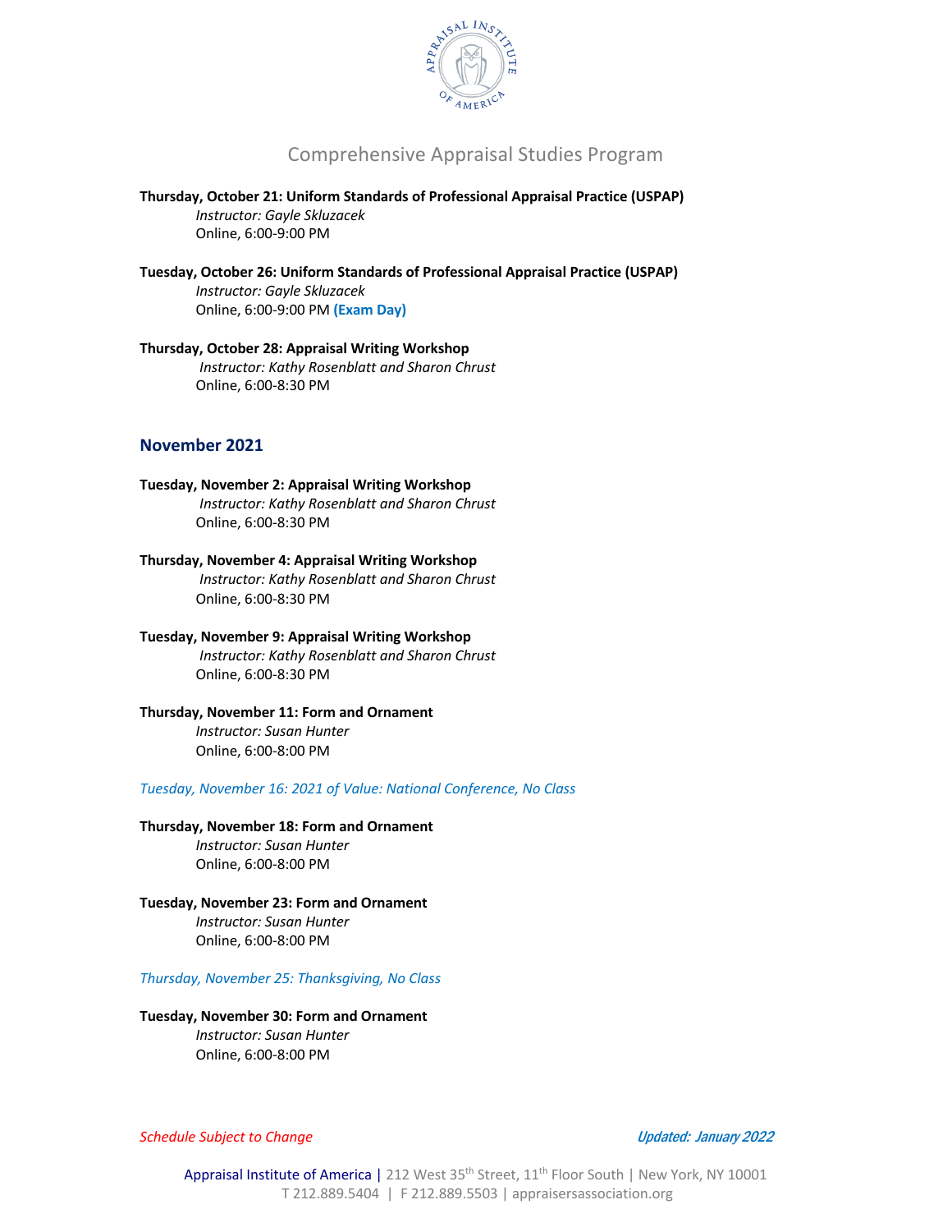Comprehensive Appraisal Studies Program

**Thursday, October 21: Uniform Standards of Professional Appraisal Practice (USPAP)**
*Instructor: Gayle Skluzacek*
Online, 6:00-9:00 PM

**Tuesday, October 26: Uniform Standards of Professional Appraisal Practice (USPAP)**
*Instructor: Gayle Skluzacek*
Online, 6:00-9:00 PM **(Exam Day)**

**Thursday, October 28: Appraisal Writing Workshop**
*Instructor: Kathy Rosenblatt and Sharon Chrust*
Online, 6:00-8:30 PM

## November 2021

**Tuesday, November 2: Appraisal Writing Workshop**
*Instructor: Kathy Rosenblatt and Sharon Chrust*
Online, 6:00-8:30 PM

**Thursday, November 4: Appraisal Writing Workshop**
*Instructor: Kathy Rosenblatt and Sharon Chrust*
Online, 6:00-8:30 PM

**Tuesday, November 9: Appraisal Writing Workshop**
*Instructor: Kathy Rosenblatt and Sharon Chrust*
Online, 6:00-8:30 PM

**Thursday, November 11: Form and Ornament**
*Instructor: Susan Hunter*
Online, 6:00-8:00 PM

*Tuesday, November 16: 2021 of Value: National Conference, No Class*

**Thursday, November 18: Form and Ornament**
*Instructor: Susan Hunter*
Online, 6:00-8:00 PM

**Tuesday, November 23: Form and Ornament**
*Instructor: Susan Hunter*
Online, 6:00-8:00 PM

*Thursday, November 25: Thanksgiving, No Class*

**Tuesday, November 30: Form and Ornament**
*Instructor: Susan Hunter*
Online, 6:00-8:00 PM

*Schedule Subject to Change*

*Updated: January 2022*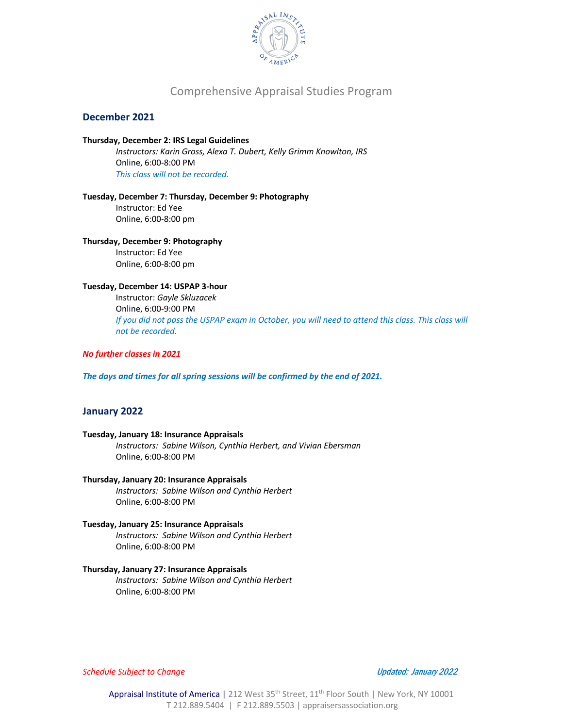# Comprehensive Appraisal Studies Program

## December 2021

**Thursday, December 2: IRS Legal Guidelines**
*Instructors: Karin Gross, Alexa T. Dubert, Kelly Grimm Knowlton, IRS*
Online, 6:00-8:00 PM
*This class will not be recorded.*

**Tuesday, December 7: Thursday, December 9: Photography**
Instructor: Ed Yee
Online, 6:00-8:00 pm

**Thursday, December 9: Photography**
Instructor: Ed Yee
Online, 6:00-8:00 pm

**Tuesday, December 14: USPAP 3-hour**
Instructor: *Gayle Skluzacek*
Online, 6:00-9:00 PM
*If you did not pass the USPAP exam in October, you will need to attend this class. This class will not be recorded.*

***No further classes in 2021***

***The days and times for all spring sessions will be confirmed by the end of 2021.***

## January 2022

**Tuesday, January 18: Insurance Appraisals**
*Instructors: Sabine Wilson, Cynthia Herbert, and Vivian Ebersman*
Online, 6:00-8:00 PM

**Thursday, January 20: Insurance Appraisals**
*Instructors: Sabine Wilson and Cynthia Herbert*
Online, 6:00-8:00 PM

**Tuesday, January 25: Insurance Appraisals**
*Instructors: Sabine Wilson and Cynthia Herbert*
Online, 6:00-8:00 PM

**Thursday, January 27: Insurance Appraisals**
*Instructors: Sabine Wilson and Cynthia Herbert*
Online, 6:00-8:00 PM

*Schedule Subject to Change*

*Updated: January 2022*

Appraisal Institute of America | 212 West 35th Street, 11th Floor South | New York, NY 10001
T 212.889.5404 | F 212.889.5503 | appraisersassociation.org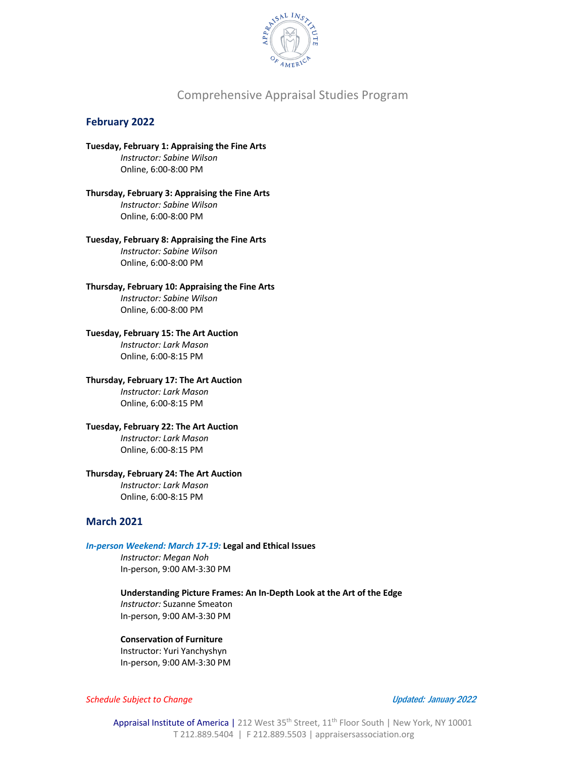Comprehensive Appraisal Studies Program

## February 2022

**Tuesday, February 1: Appraising the Fine Arts**
*Instructor: Sabine Wilson*
Online, 6:00-8:00 PM

**Thursday, February 3: Appraising the Fine Arts**
*Instructor: Sabine Wilson*
Online, 6:00-8:00 PM

**Tuesday, February 8: Appraising the Fine Arts**
*Instructor: Sabine Wilson*
Online, 6:00-8:00 PM

**Thursday, February 10: Appraising the Fine Arts**
*Instructor: Sabine Wilson*
Online, 6:00-8:00 PM

**Tuesday, February 15: The Art Auction**
*Instructor: Lark Mason*
Online, 6:00-8:15 PM

**Thursday, February 17: The Art Auction**
*Instructor: Lark Mason*
Online, 6:00-8:15 PM

**Tuesday, February 22: The Art Auction**
*Instructor: Lark Mason*
Online, 6:00-8:15 PM

**Thursday, February 24: The Art Auction**
*Instructor: Lark Mason*
Online, 6:00-8:15 PM

## March 2021

***In-person Weekend: March 17-19:*** **Legal and Ethical Issues**
*Instructor: Megan Noh*
In-person, 9:00 AM-3:30 PM

**Understanding Picture Frames: An In-Depth Look at the Art of the Edge**
*Instructor:* Suzanne Smeaton
In-person, 9:00 AM-3:30 PM

**Conservation of Furniture**
Instructor: Yuri Yanchyshyn
In-person, 9:00 AM-3:30 PM

*Schedule Subject to Change*

*Updated: January 2022*

Appraisal Institute of America | 212 West 35th Street, 11th Floor South | New York, NY 10001
T 212.889.5404 | F 212.889.5503 | appraisersassociation.org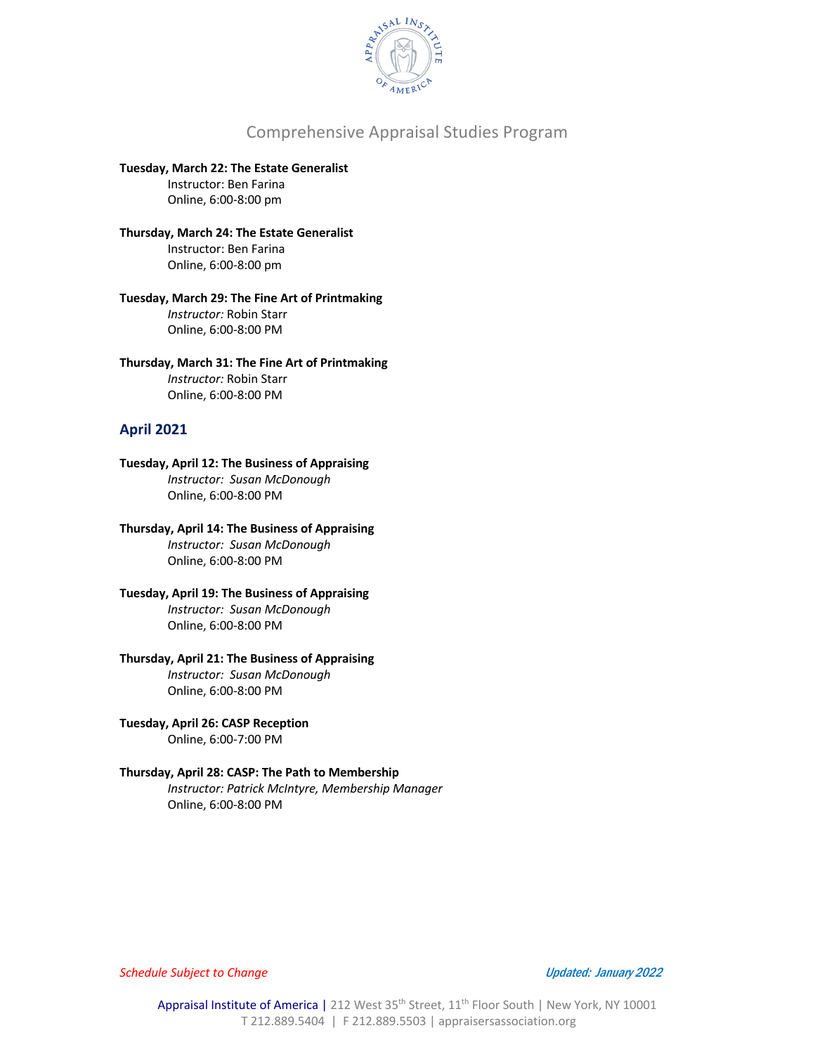Comprehensive Appraisal Studies Program

**Tuesday, March 22: The Estate Generalist**
Instructor: Ben Farina
Online, 6:00-8:00 pm

**Thursday, March 24: The Estate Generalist**
Instructor: Ben Farina
Online, 6:00-8:00 pm

**Tuesday, March 29: The Fine Art of Printmaking**
*Instructor:* Robin Starr
Online, 6:00-8:00 PM

**Thursday, March 31: The Fine Art of Printmaking**
*Instructor:* Robin Starr
Online, 6:00-8:00 PM

## April 2021

**Tuesday, April 12: The Business of Appraising**
*Instructor: Susan McDonough*
Online, 6:00-8:00 PM

**Thursday, April 14: The Business of Appraising**
*Instructor: Susan McDonough*
Online, 6:00-8:00 PM

**Tuesday, April 19: The Business of Appraising**
*Instructor: Susan McDonough*
Online, 6:00-8:00 PM

**Thursday, April 21: The Business of Appraising**
*Instructor: Susan McDonough*
Online, 6:00-8:00 PM

**Tuesday, April 26: CASP Reception**
Online, 6:00-7:00 PM

**Thursday, April 28: CASP: The Path to Membership**
*Instructor: Patrick McIntyre, Membership Manager*
Online, 6:00-8:00 PM

*Schedule Subject to Change*

*Updated: January 2022*

Appraisal Institute of America | 212 West 35th Street, 11th Floor South | New York, NY 10001
T 212.889.5404 | F 212.889.5503 | appraisersassociation.org